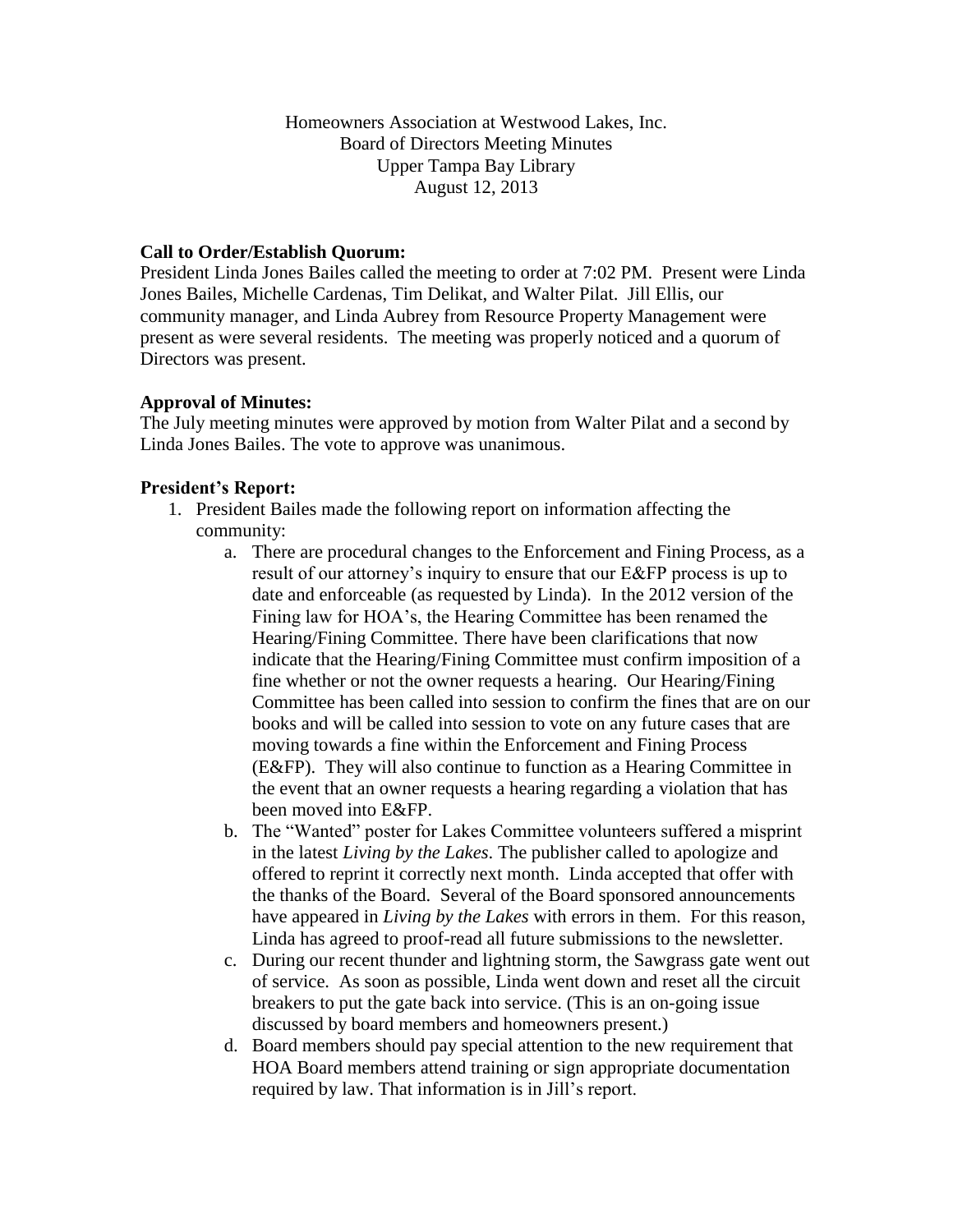Homeowners Association at Westwood Lakes, Inc.
Board of Directors Meeting Minutes
Upper Tampa Bay Library
August 12, 2013

**Call to Order/Establish Quorum:**
President Linda Jones Bailes called the meeting to order at 7:02 PM. Present were Linda Jones Bailes, Michelle Cardenas, Tim Delikat, and Walter Pilat. Jill Ellis, our community manager, and Linda Aubrey from Resource Property Management were present as were several residents. The meeting was properly noticed and a quorum of Directors was present.

**Approval of Minutes:**
The July meeting minutes were approved by motion from Walter Pilat and a second by Linda Jones Bailes. The vote to approve was unanimous.

**President's Report:**

1. President Bailes made the following report on information affecting the community:
   a. There are procedural changes to the Enforcement and Fining Process, as a result of our attorney's inquiry to ensure that our E&FP process is up to date and enforceable (as requested by Linda). In the 2012 version of the Fining law for HOA's, the Hearing Committee has been renamed the Hearing/Fining Committee. There have been clarifications that now indicate that the Hearing/Fining Committee must confirm imposition of a fine whether or not the owner requests a hearing. Our Hearing/Fining Committee has been called into session to confirm the fines that are on our books and will be called into session to vote on any future cases that are moving towards a fine within the Enforcement and Fining Process (E&FP). They will also continue to function as a Hearing Committee in the event that an owner requests a hearing regarding a violation that has been moved into E&FP.
   b. The "Wanted" poster for Lakes Committee volunteers suffered a misprint in the latest *Living by the Lakes*. The publisher called to apologize and offered to reprint it correctly next month. Linda accepted that offer with the thanks of the Board. Several of the Board sponsored announcements have appeared in *Living by the Lakes* with errors in them. For this reason, Linda has agreed to proof-read all future submissions to the newsletter.
   c. During our recent thunder and lightning storm, the Sawgrass gate went out of service. As soon as possible, Linda went down and reset all the circuit breakers to put the gate back into service. (This is an on-going issue discussed by board members and homeowners present.)
   d. Board members should pay special attention to the new requirement that HOA Board members attend training or sign appropriate documentation required by law. That information is in Jill's report.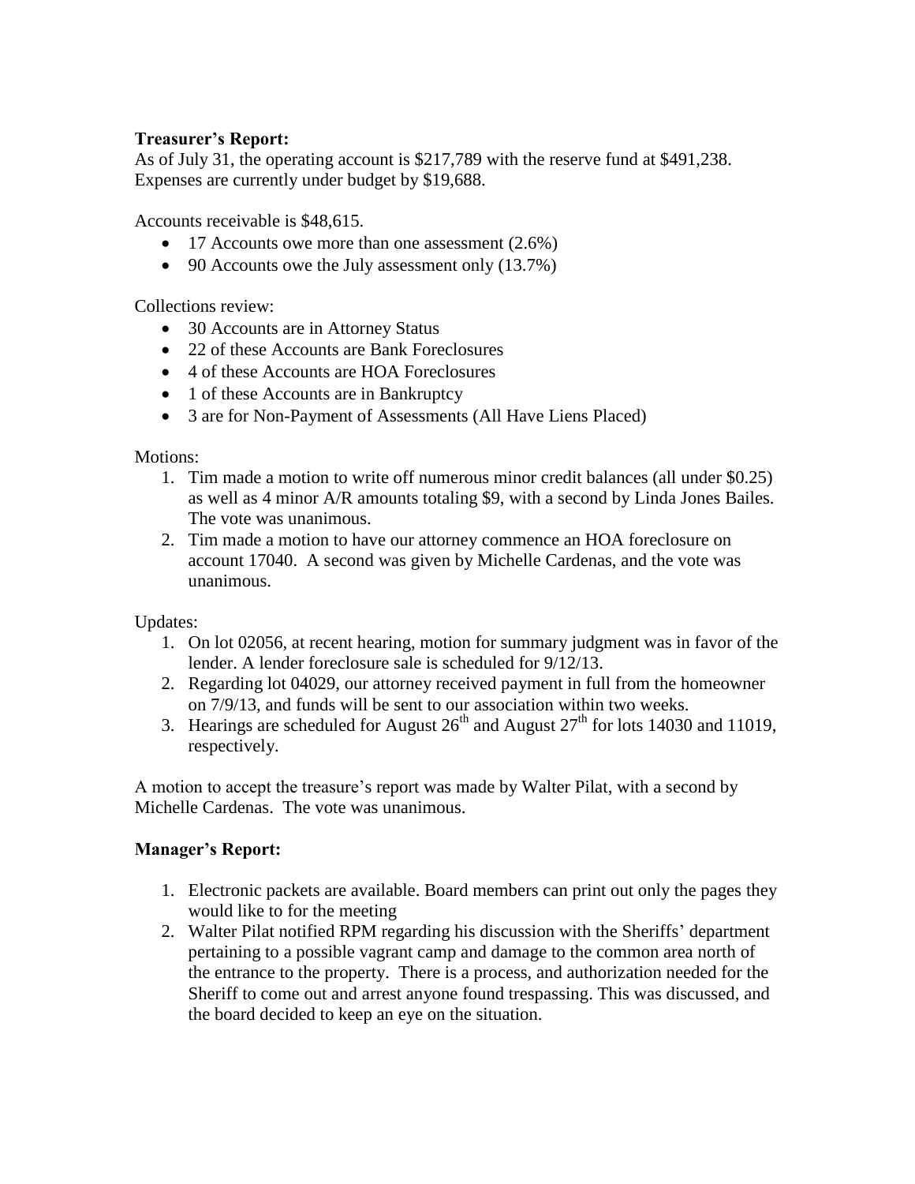**Treasurer's Report:**

As of July 31, the operating account is $217,789 with the reserve fund at $491,238. Expenses are currently under budget by $19,688.

Accounts receivable is $48,615.

- 17 Accounts owe more than one assessment (2.6%)
- 90 Accounts owe the July assessment only (13.7%)

Collections review:

- 30 Accounts are in Attorney Status
- 22 of these Accounts are Bank Foreclosures
- 4 of these Accounts are HOA Foreclosures
- 1 of these Accounts are in Bankruptcy
- 3 are for Non-Payment of Assessments (All Have Liens Placed)

Motions:

1. Tim made a motion to write off numerous minor credit balances (all under $0.25) as well as 4 minor A/R amounts totaling $9, with a second by Linda Jones Bailes. The vote was unanimous.
2. Tim made a motion to have our attorney commence an HOA foreclosure on account 17040. A second was given by Michelle Cardenas, and the vote was unanimous.

Updates:

1. On lot 02056, at recent hearing, motion for summary judgment was in favor of the lender. A lender foreclosure sale is scheduled for 9/12/13.
2. Regarding lot 04029, our attorney received payment in full from the homeowner on 7/9/13, and funds will be sent to our association within two weeks.
3. Hearings are scheduled for August 26th and August 27th for lots 14030 and 11019, respectively.

A motion to accept the treasure's report was made by Walter Pilat, with a second by Michelle Cardenas. The vote was unanimous.

**Manager's Report:**

1. Electronic packets are available. Board members can print out only the pages they would like to for the meeting
2. Walter Pilat notified RPM regarding his discussion with the Sheriffs' department pertaining to a possible vagrant camp and damage to the common area north of the entrance to the property. There is a process, and authorization needed for the Sheriff to come out and arrest anyone found trespassing. This was discussed, and the board decided to keep an eye on the situation.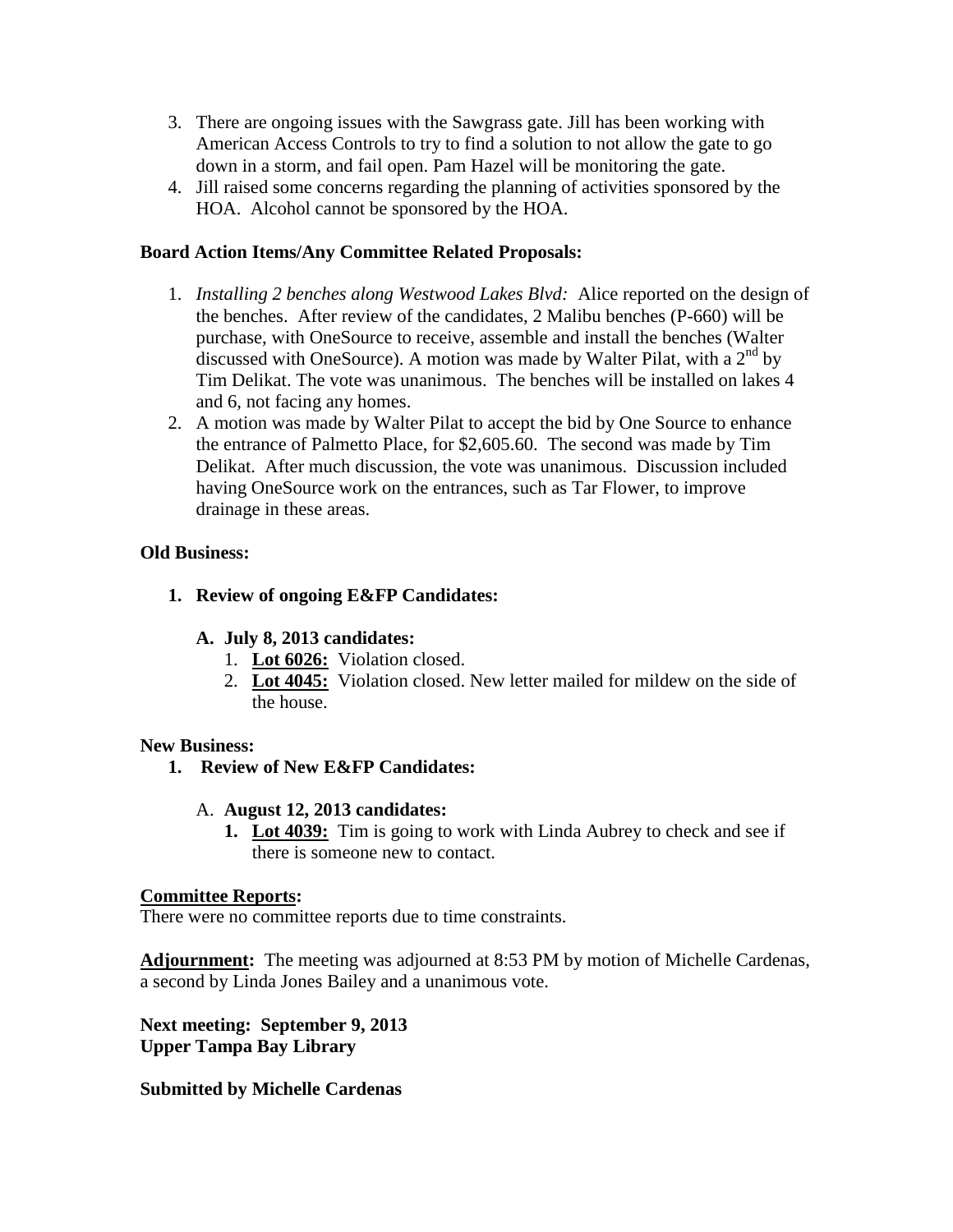3. There are ongoing issues with the Sawgrass gate. Jill has been working with American Access Controls to try to find a solution to not allow the gate to go down in a storm, and fail open. Pam Hazel will be monitoring the gate.
4. Jill raised some concerns regarding the planning of activities sponsored by the HOA. Alcohol cannot be sponsored by the HOA.

**Board Action Items/Any Committee Related Proposals:**

1. *Installing 2 benches along Westwood Lakes Blvd:* Alice reported on the design of the benches. After review of the candidates, 2 Malibu benches (P-660) will be purchase, with OneSource to receive, assemble and install the benches (Walter discussed with OneSource). A motion was made by Walter Pilat, with a 2nd by Tim Delikat. The vote was unanimous. The benches will be installed on lakes 4 and 6, not facing any homes.
2. A motion was made by Walter Pilat to accept the bid by One Source to enhance the entrance of Palmetto Place, for $2,605.60. The second was made by Tim Delikat. After much discussion, the vote was unanimous. Discussion included having OneSource work on the entrances, such as Tar Flower, to improve drainage in these areas.

**Old Business:**

1. **Review of ongoing E&FP Candidates:**

   **A. July 8, 2013 candidates:**

   1. **Lot 6026:** Violation closed.
   2. **Lot 4045:** Violation closed. New letter mailed for mildew on the side of the house.

**New Business:**

1. **Review of New E&FP Candidates:**

   A. **August 12, 2013 candidates:**

   1. **Lot 4039:** Tim is going to work with Linda Aubrey to check and see if there is someone new to contact.

**Committee Reports:**

There were no committee reports due to time constraints.

**Adjournment:** The meeting was adjourned at 8:53 PM by motion of Michelle Cardenas, a second by Linda Jones Bailey and a unanimous vote.

**Next meeting: September 9, 2013**
**Upper Tampa Bay Library**

**Submitted by Michelle Cardenas**